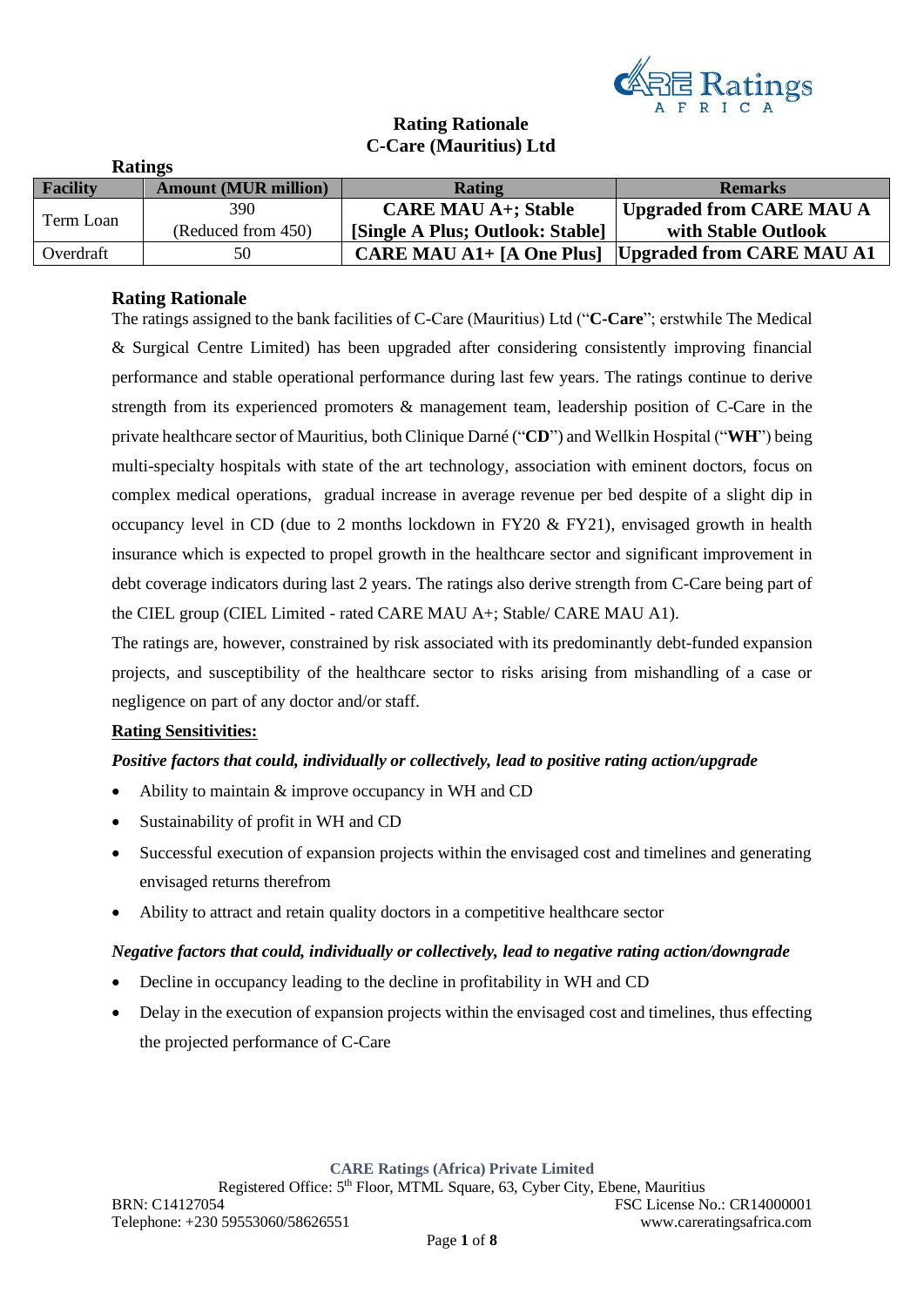# Rating Rationale
## C-Care (Mauritius) Ltd

**Ratings**

| Facility | Amount (MUR million) | Rating | Remarks |
|---|---|---|---|
| Term Loan | 390 (Reduced from 450) | **CARE MAU A+; Stable [Single A Plus; Outlook: Stable]** | **Upgraded from CARE MAU A with Stable Outlook** |
| Overdraft | 50 | **CARE MAU A1+ [A One Plus]** | **Upgraded from CARE MAU A1** |

### Rating Rationale

The ratings assigned to the bank facilities of C-Care (Mauritius) Ltd ("**C-Care**"; erstwhile The Medical & Surgical Centre Limited) has been upgraded after considering consistently improving financial performance and stable operational performance during last few years. The ratings continue to derive strength from its experienced promoters & management team, leadership position of C-Care in the private healthcare sector of Mauritius, both Clinique Darné ("**CD**") and Wellkin Hospital ("**WH**") being multi-specialty hospitals with state of the art technology, association with eminent doctors, focus on complex medical operations, gradual increase in average revenue per bed despite of a slight dip in occupancy level in CD (due to 2 months lockdown in FY20 & FY21), envisaged growth in health insurance which is expected to propel growth in the healthcare sector and significant improvement in debt coverage indicators during last 2 years. The ratings also derive strength from C-Care being part of the CIEL group (CIEL Limited - rated CARE MAU A+; Stable/ CARE MAU A1).

The ratings are, however, constrained by risk associated with its predominantly debt-funded expansion projects, and susceptibility of the healthcare sector to risks arising from mishandling of a case or negligence on part of any doctor and/or staff.

**Rating Sensitivities:**

***Positive factors that could, individually or collectively, lead to positive rating action/upgrade***

- Ability to maintain & improve occupancy in WH and CD
- Sustainability of profit in WH and CD
- Successful execution of expansion projects within the envisaged cost and timelines and generating envisaged returns therefrom
- Ability to attract and retain quality doctors in a competitive healthcare sector

***Negative factors that could, individually or collectively, lead to negative rating action/downgrade***

- Decline in occupancy leading to the decline in profitability in WH and CD
- Delay in the execution of expansion projects within the envisaged cost and timelines, thus effecting the projected performance of C-Care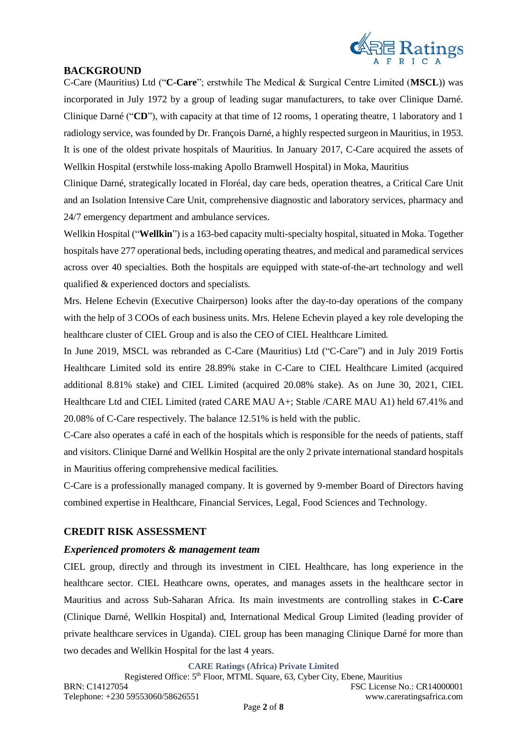## BACKGROUND

C-Care (Mauritius) Ltd ("**C-Care**"; erstwhile The Medical & Surgical Centre Limited (**MSCL**)) was incorporated in July 1972 by a group of leading sugar manufacturers, to take over Clinique Darné. Clinique Darné ("**CD**"), with capacity at that time of 12 rooms, 1 operating theatre, 1 laboratory and 1 radiology service, was founded by Dr. François Darné, a highly respected surgeon in Mauritius, in 1953. It is one of the oldest private hospitals of Mauritius. In January 2017, C-Care acquired the assets of Wellkin Hospital (erstwhile loss-making Apollo Bramwell Hospital) in Moka, Mauritius

Clinique Darné, strategically located in Floréal, day care beds, operation theatres, a Critical Care Unit and an Isolation Intensive Care Unit, comprehensive diagnostic and laboratory services, pharmacy and 24/7 emergency department and ambulance services.

Wellkin Hospital ("**Wellkin**") is a 163-bed capacity multi-specialty hospital, situated in Moka. Together hospitals have 277 operational beds, including operating theatres, and medical and paramedical services across over 40 specialties. Both the hospitals are equipped with state-of-the-art technology and well qualified & experienced doctors and specialists.

Mrs. Helene Echevin (Executive Chairperson) looks after the day-to-day operations of the company with the help of 3 COOs of each business units. Mrs. Helene Echevin played a key role developing the healthcare cluster of CIEL Group and is also the CEO of CIEL Healthcare Limited.

In June 2019, MSCL was rebranded as C-Care (Mauritius) Ltd ("C-Care") and in July 2019 Fortis Healthcare Limited sold its entire 28.89% stake in C-Care to CIEL Healthcare Limited (acquired additional 8.81% stake) and CIEL Limited (acquired 20.08% stake). As on June 30, 2021, CIEL Healthcare Ltd and CIEL Limited (rated CARE MAU A+; Stable /CARE MAU A1) held 67.41% and 20.08% of C-Care respectively. The balance 12.51% is held with the public.

C-Care also operates a café in each of the hospitals which is responsible for the needs of patients, staff and visitors. Clinique Darné and Wellkin Hospital are the only 2 private international standard hospitals in Mauritius offering comprehensive medical facilities.

C-Care is a professionally managed company. It is governed by 9-member Board of Directors having combined expertise in Healthcare, Financial Services, Legal, Food Sciences and Technology.

## CREDIT RISK ASSESSMENT

### *Experienced promoters & management team*

CIEL group, directly and through its investment in CIEL Healthcare, has long experience in the healthcare sector. CIEL Heathcare owns, operates, and manages assets in the healthcare sector in Mauritius and across Sub-Saharan Africa. Its main investments are controlling stakes in **C-Care** (Clinique Darné, Wellkin Hospital) and, International Medical Group Limited (leading provider of private healthcare services in Uganda). CIEL group has been managing Clinique Darné for more than two decades and Wellkin Hospital for the last 4 years.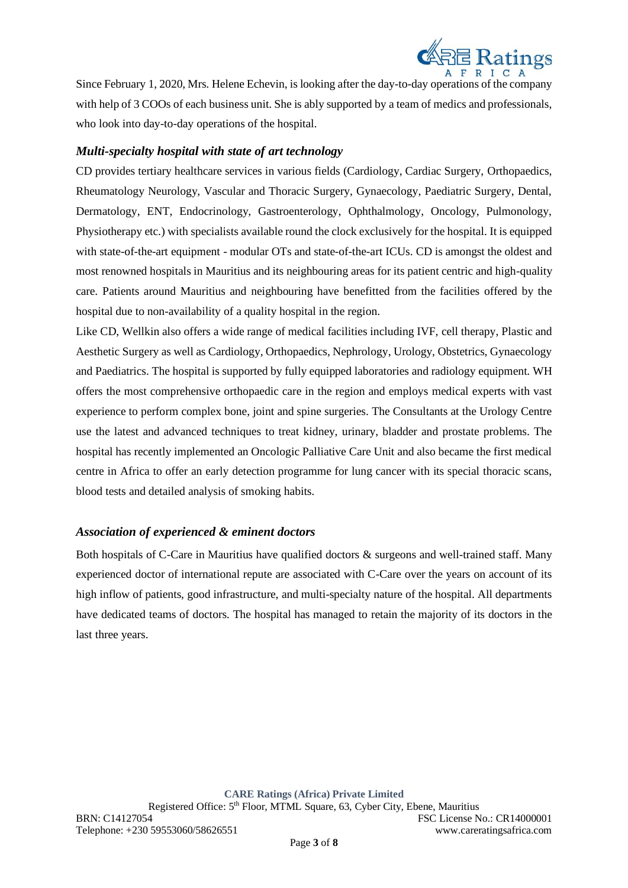Since February 1, 2020, Mrs. Helene Echevin, is looking after the day-to-day operations of the company with help of 3 COOs of each business unit. She is ably supported by a team of medics and professionals, who look into day-to-day operations of the hospital.

### *Multi-specialty hospital with state of art technology*

CD provides tertiary healthcare services in various fields (Cardiology, Cardiac Surgery, Orthopaedics, Rheumatology Neurology, Vascular and Thoracic Surgery, Gynaecology, Paediatric Surgery, Dental, Dermatology, ENT, Endocrinology, Gastroenterology, Ophthalmology, Oncology, Pulmonology, Physiotherapy etc.) with specialists available round the clock exclusively for the hospital. It is equipped with state-of-the-art equipment - modular OTs and state-of-the-art ICUs. CD is amongst the oldest and most renowned hospitals in Mauritius and its neighbouring areas for its patient centric and high-quality care. Patients around Mauritius and neighbouring have benefitted from the facilities offered by the hospital due to non-availability of a quality hospital in the region.

Like CD, Wellkin also offers a wide range of medical facilities including IVF, cell therapy, Plastic and Aesthetic Surgery as well as Cardiology, Orthopaedics, Nephrology, Urology, Obstetrics, Gynaecology and Paediatrics. The hospital is supported by fully equipped laboratories and radiology equipment. WH offers the most comprehensive orthopaedic care in the region and employs medical experts with vast experience to perform complex bone, joint and spine surgeries. The Consultants at the Urology Centre use the latest and advanced techniques to treat kidney, urinary, bladder and prostate problems. The hospital has recently implemented an Oncologic Palliative Care Unit and also became the first medical centre in Africa to offer an early detection programme for lung cancer with its special thoracic scans, blood tests and detailed analysis of smoking habits.

### *Association of experienced & eminent doctors*

Both hospitals of C-Care in Mauritius have qualified doctors & surgeons and well-trained staff. Many experienced doctor of international repute are associated with C-Care over the years on account of its high inflow of patients, good infrastructure, and multi-specialty nature of the hospital. All departments have dedicated teams of doctors. The hospital has managed to retain the majority of its doctors in the last three years.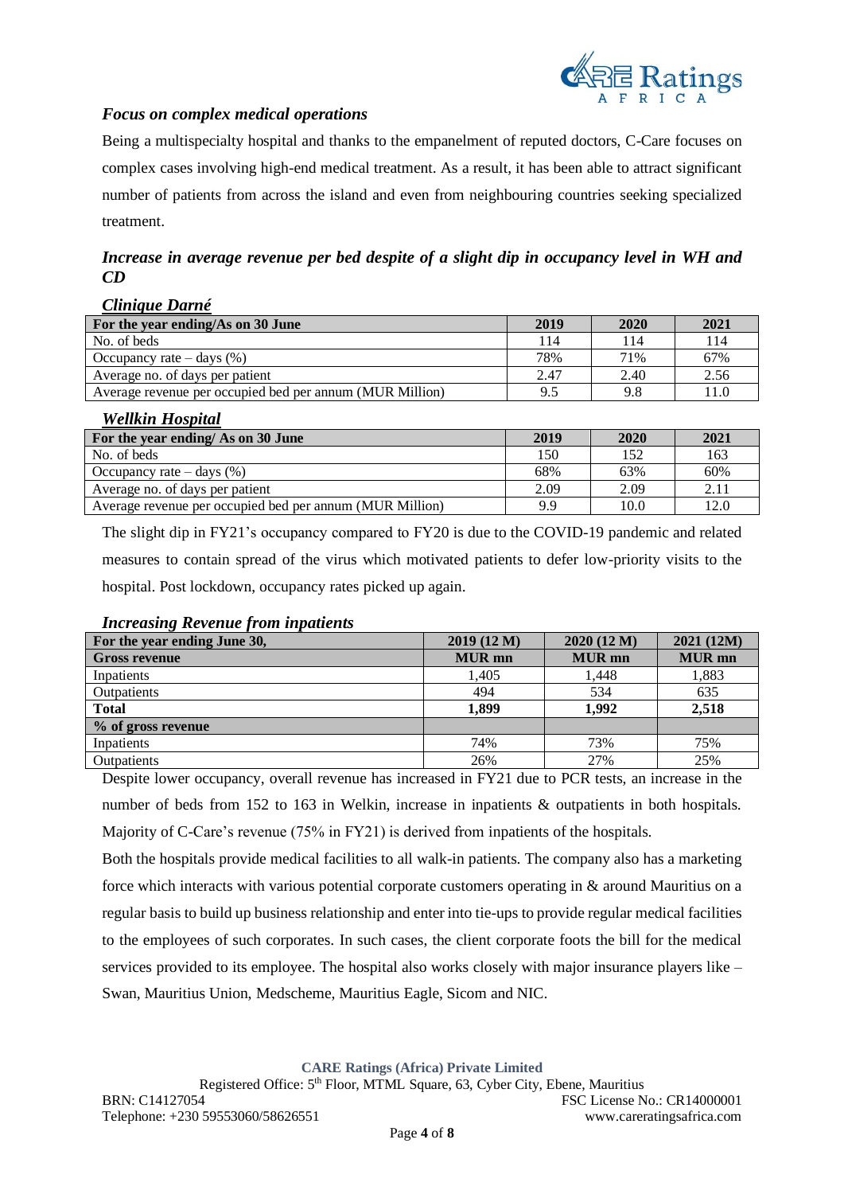### *Focus on complex medical operations*

Being a multispecialty hospital and thanks to the empanelment of reputed doctors, C-Care focuses on complex cases involving high-end medical treatment. As a result, it has been able to attract significant number of patients from across the island and even from neighbouring countries seeking specialized treatment.

### *Increase in average revenue per bed despite of a slight dip in occupancy level in WH and CD*

***Clinique Darné***

| For the year ending/As on 30 June | 2019 | 2020 | 2021 |
|---|---|---|---|
| No. of beds | 114 | 114 | 114 |
| Occupancy rate – days (%) | 78% | 71% | 67% |
| Average no. of days per patient | 2.47 | 2.40 | 2.56 |
| Average revenue per occupied bed per annum (MUR Million) | 9.5 | 9.8 | 11.0 |

***Wellkin Hospital***

| For the year ending/ As on 30 June | 2019 | 2020 | 2021 |
|---|---|---|---|
| No. of beds | 150 | 152 | 163 |
| Occupancy rate – days (%) | 68% | 63% | 60% |
| Average no. of days per patient | 2.09 | 2.09 | 2.11 |
| Average revenue per occupied bed per annum (MUR Million) | 9.9 | 10.0 | 12.0 |

The slight dip in FY21's occupancy compared to FY20 is due to the COVID-19 pandemic and related measures to contain spread of the virus which motivated patients to defer low-priority visits to the hospital. Post lockdown, occupancy rates picked up again.

***Increasing Revenue from inpatients***

| For the year ending June 30, | 2019 (12 M) | 2020 (12 M) | 2021 (12M) |
|---|---|---|---|
| **Gross revenue** | **MUR mn** | **MUR mn** | **MUR mn** |
| Inpatients | 1,405 | 1,448 | 1,883 |
| Outpatients | 494 | 534 | 635 |
| **Total** | **1,899** | **1,992** | **2,518** |
| **% of gross revenue** | | | |
| Inpatients | 74% | 73% | 75% |
| Outpatients | 26% | 27% | 25% |

Despite lower occupancy, overall revenue has increased in FY21 due to PCR tests, an increase in the number of beds from 152 to 163 in Welkin, increase in inpatients & outpatients in both hospitals. Majority of C-Care's revenue (75% in FY21) is derived from inpatients of the hospitals.

Both the hospitals provide medical facilities to all walk-in patients. The company also has a marketing force which interacts with various potential corporate customers operating in & around Mauritius on a regular basis to build up business relationship and enter into tie-ups to provide regular medical facilities to the employees of such corporates. In such cases, the client corporate foots the bill for the medical services provided to its employee. The hospital also works closely with major insurance players like – Swan, Mauritius Union, Medscheme, Mauritius Eagle, Sicom and NIC.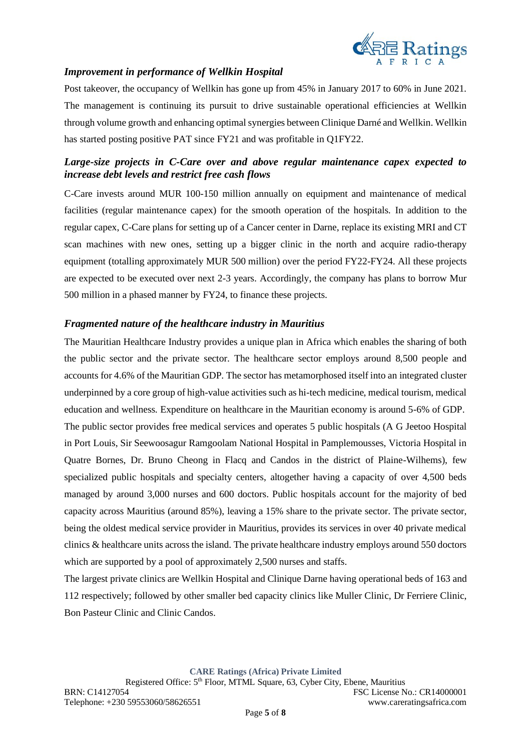### *Improvement in performance of Wellkin Hospital*

Post takeover, the occupancy of Wellkin has gone up from 45% in January 2017 to 60% in June 2021. The management is continuing its pursuit to drive sustainable operational efficiencies at Wellkin through volume growth and enhancing optimal synergies between Clinique Darné and Wellkin. Wellkin has started posting positive PAT since FY21 and was profitable in Q1FY22.

### *Large-size projects in C-Care over and above regular maintenance capex expected to increase debt levels and restrict free cash flows*

C-Care invests around MUR 100-150 million annually on equipment and maintenance of medical facilities (regular maintenance capex) for the smooth operation of the hospitals. In addition to the regular capex, C-Care plans for setting up of a Cancer center in Darne, replace its existing MRI and CT scan machines with new ones, setting up a bigger clinic in the north and acquire radio-therapy equipment (totalling approximately MUR 500 million) over the period FY22-FY24. All these projects are expected to be executed over next 2-3 years. Accordingly, the company has plans to borrow Mur 500 million in a phased manner by FY24, to finance these projects.

### *Fragmented nature of the healthcare industry in Mauritius*

The Mauritian Healthcare Industry provides a unique plan in Africa which enables the sharing of both the public sector and the private sector. The healthcare sector employs around 8,500 people and accounts for 4.6% of the Mauritian GDP. The sector has metamorphosed itself into an integrated cluster underpinned by a core group of high-value activities such as hi-tech medicine, medical tourism, medical education and wellness. Expenditure on healthcare in the Mauritian economy is around 5-6% of GDP.

The public sector provides free medical services and operates 5 public hospitals (A G Jeetoo Hospital in Port Louis, Sir Seewoosagur Ramgoolam National Hospital in Pamplemousses, Victoria Hospital in Quatre Bornes, Dr. Bruno Cheong in Flacq and Candos in the district of Plaine-Wilhems), few specialized public hospitals and specialty centers, altogether having a capacity of over 4,500 beds managed by around 3,000 nurses and 600 doctors. Public hospitals account for the majority of bed capacity across Mauritius (around 85%), leaving a 15% share to the private sector. The private sector, being the oldest medical service provider in Mauritius, provides its services in over 40 private medical clinics & healthcare units across the island. The private healthcare industry employs around 550 doctors which are supported by a pool of approximately 2,500 nurses and staffs.

The largest private clinics are Wellkin Hospital and Clinique Darne having operational beds of 163 and 112 respectively; followed by other smaller bed capacity clinics like Muller Clinic, Dr Ferriere Clinic, Bon Pasteur Clinic and Clinic Candos.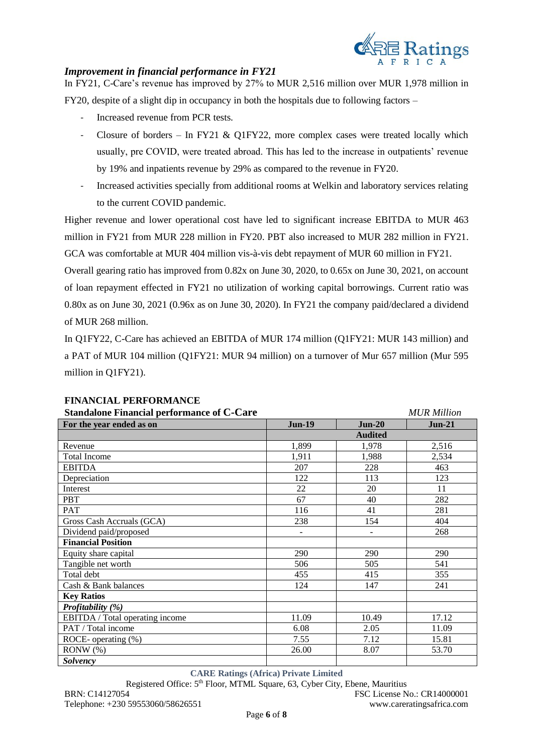### *Improvement in financial performance in FY21*

In FY21, C-Care's revenue has improved by 27% to MUR 2,516 million over MUR 1,978 million in FY20, despite of a slight dip in occupancy in both the hospitals due to following factors –

- Increased revenue from PCR tests.
- Closure of borders – In FY21 & Q1FY22, more complex cases were treated locally which usually, pre COVID, were treated abroad. This has led to the increase in outpatients' revenue by 19% and inpatients revenue by 29% as compared to the revenue in FY20.
- Increased activities specially from additional rooms at Welkin and laboratory services relating to the current COVID pandemic.

Higher revenue and lower operational cost have led to significant increase EBITDA to MUR 463 million in FY21 from MUR 228 million in FY20. PBT also increased to MUR 282 million in FY21. GCA was comfortable at MUR 404 million vis-à-vis debt repayment of MUR 60 million in FY21.

Overall gearing ratio has improved from 0.82x on June 30, 2020, to 0.65x on June 30, 2021, on account of loan repayment effected in FY21 no utilization of working capital borrowings. Current ratio was 0.80x as on June 30, 2021 (0.96x as on June 30, 2020). In FY21 the company paid/declared a dividend of MUR 268 million.

In Q1FY22, C-Care has achieved an EBITDA of MUR 174 million (Q1FY21: MUR 143 million) and a PAT of MUR 104 million (Q1FY21: MUR 94 million) on a turnover of Mur 657 million (Mur 595 million in Q1FY21).

**FINANCIAL PERFORMANCE**

**Standalone Financial performance of C-Care** *MUR Million*

| For the year ended as on | Jun-19 | Jun-20 | Jun-21 |
|---|---|---|---|
| | | **Audited** | |
| Revenue | 1,899 | 1,978 | 2,516 |
| Total Income | 1,911 | 1,988 | 2,534 |
| EBITDA | 207 | 228 | 463 |
| Depreciation | 122 | 113 | 123 |
| Interest | 22 | 20 | 11 |
| PBT | 67 | 40 | 282 |
| PAT | 116 | 41 | 281 |
| Gross Cash Accruals (GCA) | 238 | 154 | 404 |
| Dividend paid/proposed | - | - | 268 |
| **Financial Position** | | | |
| Equity share capital | 290 | 290 | 290 |
| Tangible net worth | 506 | 505 | 541 |
| Total debt | 455 | 415 | 355 |
| Cash & Bank balances | 124 | 147 | 241 |
| **Key Ratios** | | | |
| ***Profitability (%)*** | | | |
| EBITDA / Total operating income | 11.09 | 10.49 | 17.12 |
| PAT / Total income | 6.08 | 2.05 | 11.09 |
| ROCE- operating (%) | 7.55 | 7.12 | 15.81 |
| RONW (%) | 26.00 | 8.07 | 53.70 |
| ***Solvency*** | | | |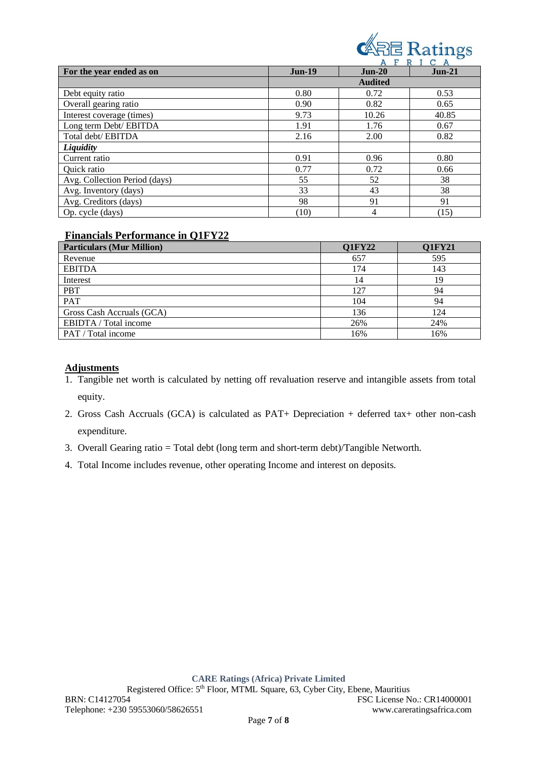| For the year ended as on | Jun-19 | Jun-20 | Jun-21 |
|---|---|---|---|
| | | Audited | |
| Debt equity ratio | 0.80 | 0.72 | 0.53 |
| Overall gearing ratio | 0.90 | 0.82 | 0.65 |
| Interest coverage (times) | 9.73 | 10.26 | 40.85 |
| Long term Debt/ EBITDA | 1.91 | 1.76 | 0.67 |
| Total debt/ EBITDA | 2.16 | 2.00 | 0.82 |
| ***Liquidity*** | | | |
| Current ratio | 0.91 | 0.96 | 0.80 |
| Quick ratio | 0.77 | 0.72 | 0.66 |
| Avg. Collection Period (days) | 55 | 52 | 38 |
| Avg. Inventory (days) | 33 | 43 | 38 |
| Avg. Creditors (days) | 98 | 91 | 91 |
| Op. cycle (days) | (10) | 4 | (15) |

## Financials Performance in Q1FY22

| Particulars (Mur Million) | Q1FY22 | Q1FY21 |
|---|---|---|
| Revenue | 657 | 595 |
| EBITDA | 174 | 143 |
| Interest | 14 | 19 |
| PBT | 127 | 94 |
| PAT | 104 | 94 |
| Gross Cash Accruals (GCA) | 136 | 124 |
| EBIDTA / Total income | 26% | 24% |
| PAT / Total income | 16% | 16% |

## Adjustments

1. Tangible net worth is calculated by netting off revaluation reserve and intangible assets from total equity.
2. Gross Cash Accruals (GCA) is calculated as PAT+ Depreciation + deferred tax+ other non-cash expenditure.
3. Overall Gearing ratio = Total debt (long term and short-term debt)/Tangible Networth.
4. Total Income includes revenue, other operating Income and interest on deposits.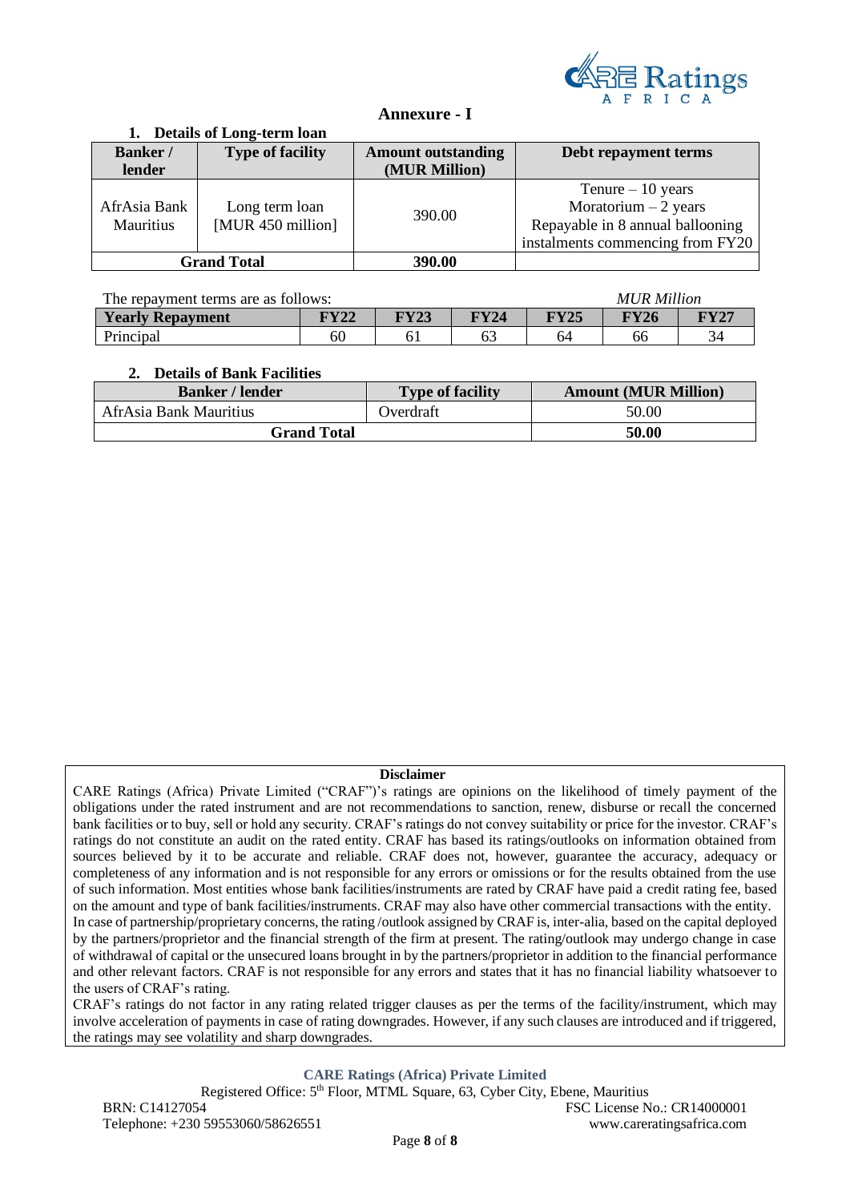# Annexure - I

## 1. Details of Long-term loan

| Banker / lender | Type of facility | Amount outstanding (MUR Million) | Debt repayment terms |
|---|---|---|---|
| AfrAsia Bank Mauritius | Long term loan [MUR 450 million] | 390.00 | Tenure – 10 years<br>Moratorium – 2 years<br>Repayable in 8 annual ballooning instalments commencing from FY20 |
| **Grand Total** | | **390.00** | |

The repayment terms are as follows: *MUR Million*

| Yearly Repayment | FY22 | FY23 | FY24 | FY25 | FY26 | FY27 |
|---|---|---|---|---|---|---|
| Principal | 60 | 61 | 63 | 64 | 66 | 34 |

## 2. Details of Bank Facilities

| Banker / lender | Type of facility | Amount (MUR Million) |
|---|---|---|
| AfrAsia Bank Mauritius | Overdraft | 50.00 |
| **Grand Total** | | **50.00** |

**Disclaimer**

CARE Ratings (Africa) Private Limited ("CRAF")'s ratings are opinions on the likelihood of timely payment of the obligations under the rated instrument and are not recommendations to sanction, renew, disburse or recall the concerned bank facilities or to buy, sell or hold any security. CRAF's ratings do not convey suitability or price for the investor. CRAF's ratings do not constitute an audit on the rated entity. CRAF has based its ratings/outlooks on information obtained from sources believed by it to be accurate and reliable. CRAF does not, however, guarantee the accuracy, adequacy or completeness of any information and is not responsible for any errors or omissions or for the results obtained from the use of such information. Most entities whose bank facilities/instruments are rated by CRAF have paid a credit rating fee, based on the amount and type of bank facilities/instruments. CRAF may also have other commercial transactions with the entity.
In case of partnership/proprietary concerns, the rating /outlook assigned by CRAF is, inter-alia, based on the capital deployed by the partners/proprietor and the financial strength of the firm at present. The rating/outlook may undergo change in case of withdrawal of capital or the unsecured loans brought in by the partners/proprietor in addition to the financial performance and other relevant factors. CRAF is not responsible for any errors and states that it has no financial liability whatsoever to the users of CRAF's rating.
CRAF's ratings do not factor in any rating related trigger clauses as per the terms of the facility/instrument, which may involve acceleration of payments in case of rating downgrades. However, if any such clauses are introduced and if triggered, the ratings may see volatility and sharp downgrades.

**CARE Ratings (Africa) Private Limited**
Registered Office: 5th Floor, MTML Square, 63, Cyber City, Ebene, Mauritius
BRN: C14127054 FSC License No.: CR14000001
Telephone: +230 59553060/58626551 www.careratingsafrica.com